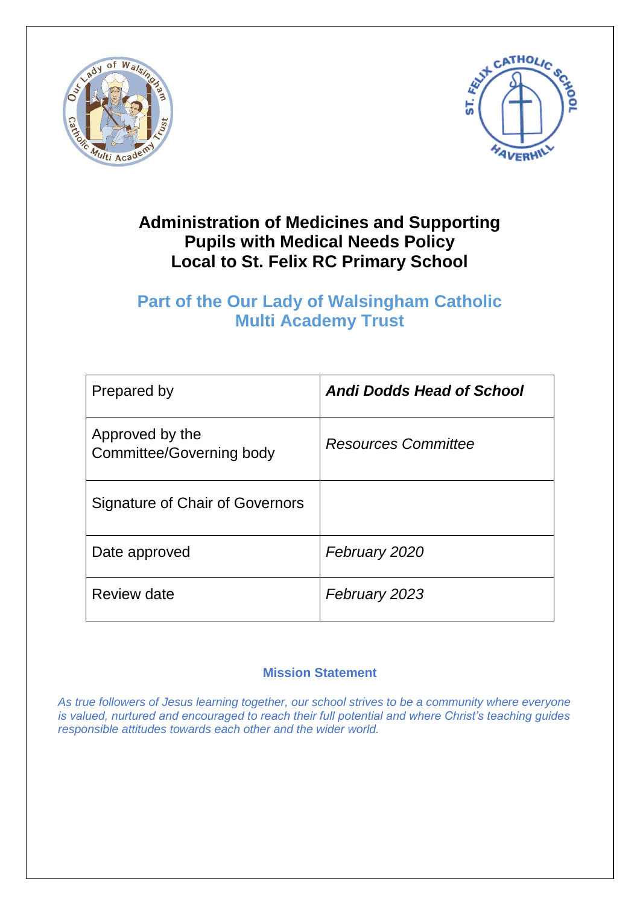# Administration of Medicines and Supporting Pupils with Medical Needs Policy Local to St. Felix RC Primary School

## Part of the Our Lady of Walsingham Catholic Multi Academy Trust

| Prepared by | ***Andi Dodds Head of School*** |
|---|---|
| Approved by the Committee/Governing body | *Resources Committee* |
| Signature of Chair of Governors | |
| Date approved | *February 2020* |
| Review date | *February 2023* |

**Mission Statement**

*As true followers of Jesus learning together, our school strives to be a community where everyone is valued, nurtured and encouraged to reach their full potential and where Christ's teaching guides responsible attitudes towards each other and the wider world.*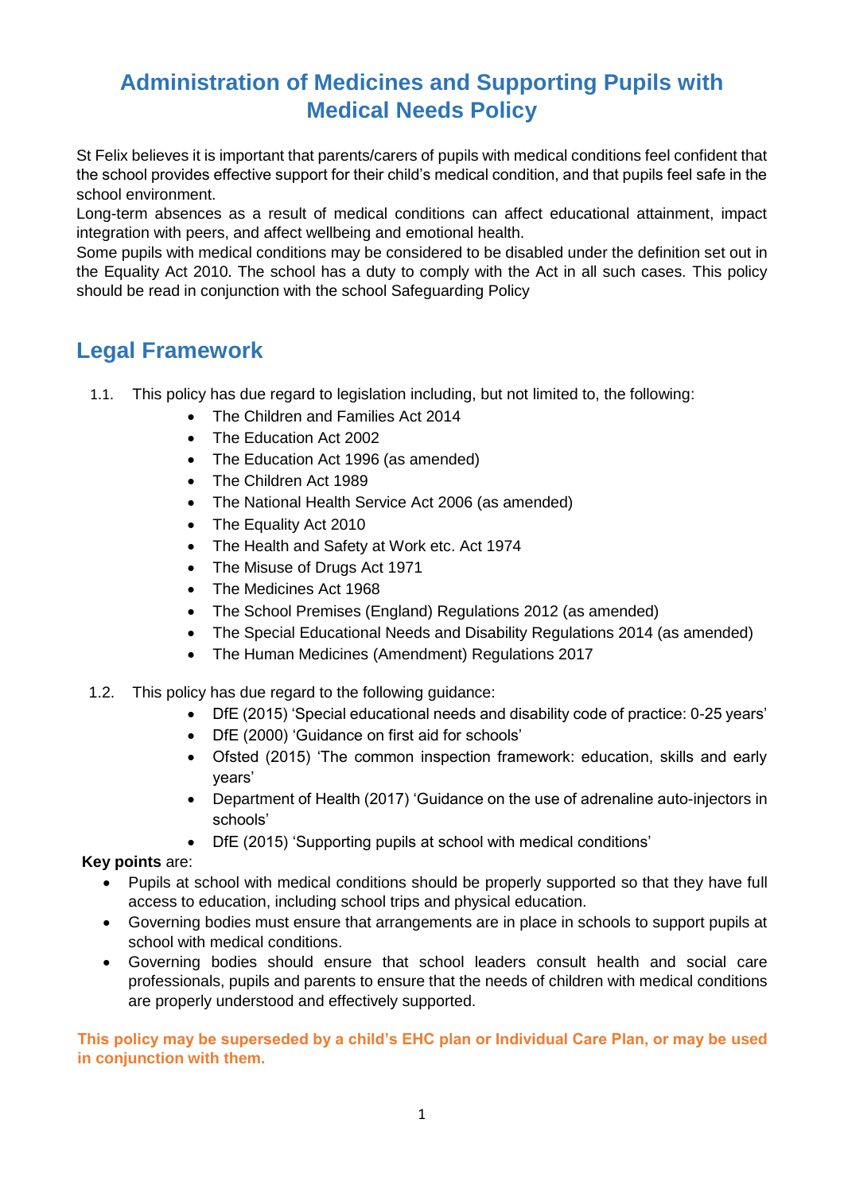# Administration of Medicines and Supporting Pupils with Medical Needs Policy

St Felix believes it is important that parents/carers of pupils with medical conditions feel confident that the school provides effective support for their child's medical condition, and that pupils feel safe in the school environment.

Long-term absences as a result of medical conditions can affect educational attainment, impact integration with peers, and affect wellbeing and emotional health.

Some pupils with medical conditions may be considered to be disabled under the definition set out in the Equality Act 2010. The school has a duty to comply with the Act in all such cases. This policy should be read in conjunction with the school Safeguarding Policy

## Legal Framework

1.1. This policy has due regard to legislation including, but not limited to, the following:
- The Children and Families Act 2014
- The Education Act 2002
- The Education Act 1996 (as amended)
- The Children Act 1989
- The National Health Service Act 2006 (as amended)
- The Equality Act 2010
- The Health and Safety at Work etc. Act 1974
- The Misuse of Drugs Act 1971
- The Medicines Act 1968
- The School Premises (England) Regulations 2012 (as amended)
- The Special Educational Needs and Disability Regulations 2014 (as amended)
- The Human Medicines (Amendment) Regulations 2017

1.2. This policy has due regard to the following guidance:
- DfE (2015) 'Special educational needs and disability code of practice: 0-25 years'
- DfE (2000) 'Guidance on first aid for schools'
- Ofsted (2015) 'The common inspection framework: education, skills and early years'
- Department of Health (2017) 'Guidance on the use of adrenaline auto-injectors in schools'
- DfE (2015) 'Supporting pupils at school with medical conditions'

**Key points** are:
- Pupils at school with medical conditions should be properly supported so that they have full access to education, including school trips and physical education.
- Governing bodies must ensure that arrangements are in place in schools to support pupils at school with medical conditions.
- Governing bodies should ensure that school leaders consult health and social care professionals, pupils and parents to ensure that the needs of children with medical conditions are properly understood and effectively supported.

**This policy may be superseded by a child's EHC plan or Individual Care Plan, or may be used in conjunction with them.**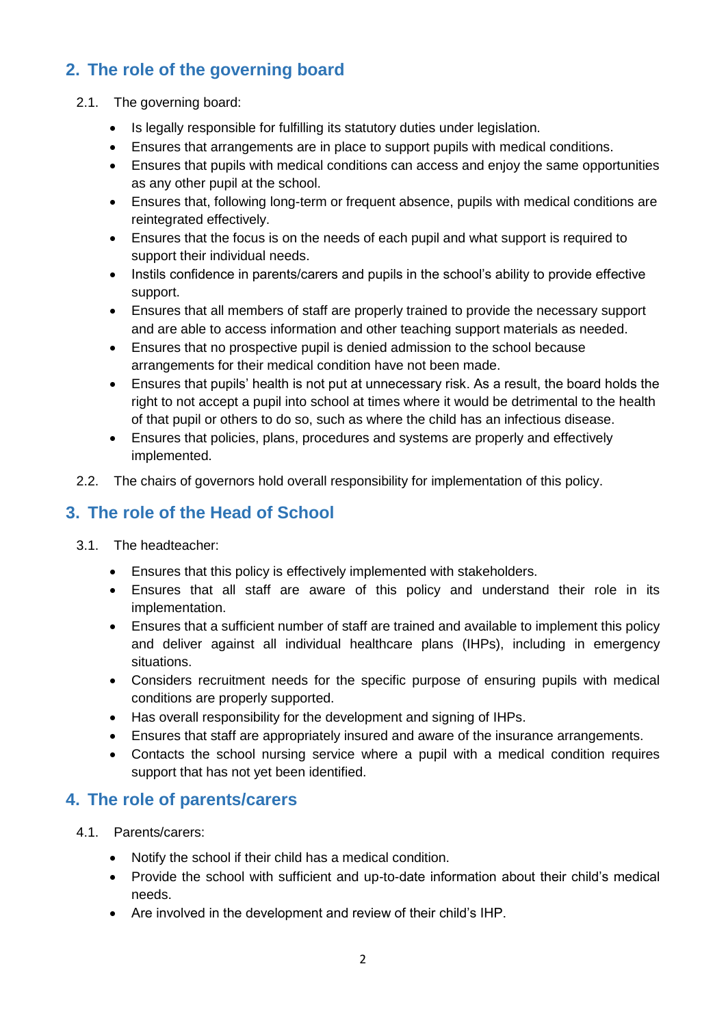## 2. The role of the governing board

2.1. The governing board:

- Is legally responsible for fulfilling its statutory duties under legislation.
- Ensures that arrangements are in place to support pupils with medical conditions.
- Ensures that pupils with medical conditions can access and enjoy the same opportunities as any other pupil at the school.
- Ensures that, following long-term or frequent absence, pupils with medical conditions are reintegrated effectively.
- Ensures that the focus is on the needs of each pupil and what support is required to support their individual needs.
- Instils confidence in parents/carers and pupils in the school's ability to provide effective support.
- Ensures that all members of staff are properly trained to provide the necessary support and are able to access information and other teaching support materials as needed.
- Ensures that no prospective pupil is denied admission to the school because arrangements for their medical condition have not been made.
- Ensures that pupils' health is not put at unnecessary risk. As a result, the board holds the right to not accept a pupil into school at times where it would be detrimental to the health of that pupil or others to do so, such as where the child has an infectious disease.
- Ensures that policies, plans, procedures and systems are properly and effectively implemented.

2.2. The chairs of governors hold overall responsibility for implementation of this policy.

## 3. The role of the Head of School

3.1. The headteacher:

- Ensures that this policy is effectively implemented with stakeholders.
- Ensures that all staff are aware of this policy and understand their role in its implementation.
- Ensures that a sufficient number of staff are trained and available to implement this policy and deliver against all individual healthcare plans (IHPs), including in emergency situations.
- Considers recruitment needs for the specific purpose of ensuring pupils with medical conditions are properly supported.
- Has overall responsibility for the development and signing of IHPs.
- Ensures that staff are appropriately insured and aware of the insurance arrangements.
- Contacts the school nursing service where a pupil with a medical condition requires support that has not yet been identified.

## 4. The role of parents/carers

4.1. Parents/carers:

- Notify the school if their child has a medical condition.
- Provide the school with sufficient and up-to-date information about their child's medical needs.
- Are involved in the development and review of their child's IHP.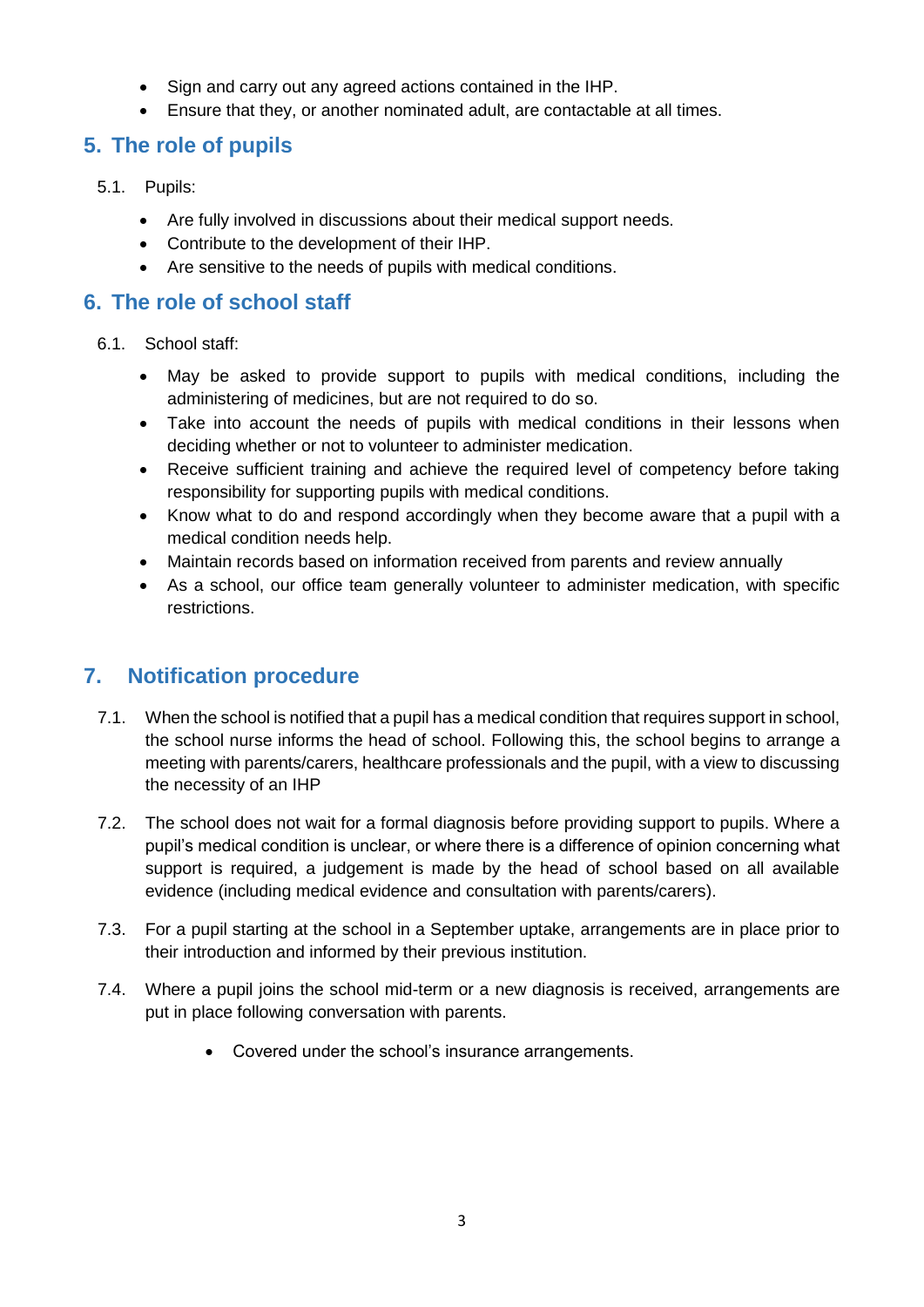- Sign and carry out any agreed actions contained in the IHP.
- Ensure that they, or another nominated adult, are contactable at all times.

## 5. The role of pupils

5.1. Pupils:

- Are fully involved in discussions about their medical support needs.
- Contribute to the development of their IHP.
- Are sensitive to the needs of pupils with medical conditions.

## 6. The role of school staff

6.1. School staff:

- May be asked to provide support to pupils with medical conditions, including the administering of medicines, but are not required to do so.
- Take into account the needs of pupils with medical conditions in their lessons when deciding whether or not to volunteer to administer medication.
- Receive sufficient training and achieve the required level of competency before taking responsibility for supporting pupils with medical conditions.
- Know what to do and respond accordingly when they become aware that a pupil with a medical condition needs help.
- Maintain records based on information received from parents and review annually
- As a school, our office team generally volunteer to administer medication, with specific restrictions.

## 7. Notification procedure

7.1. When the school is notified that a pupil has a medical condition that requires support in school, the school nurse informs the head of school. Following this, the school begins to arrange a meeting with parents/carers, healthcare professionals and the pupil, with a view to discussing the necessity of an IHP

7.2. The school does not wait for a formal diagnosis before providing support to pupils. Where a pupil's medical condition is unclear, or where there is a difference of opinion concerning what support is required, a judgement is made by the head of school based on all available evidence (including medical evidence and consultation with parents/carers).

7.3. For a pupil starting at the school in a September uptake, arrangements are in place prior to their introduction and informed by their previous institution.

7.4. Where a pupil joins the school mid-term or a new diagnosis is received, arrangements are put in place following conversation with parents.

- Covered under the school's insurance arrangements.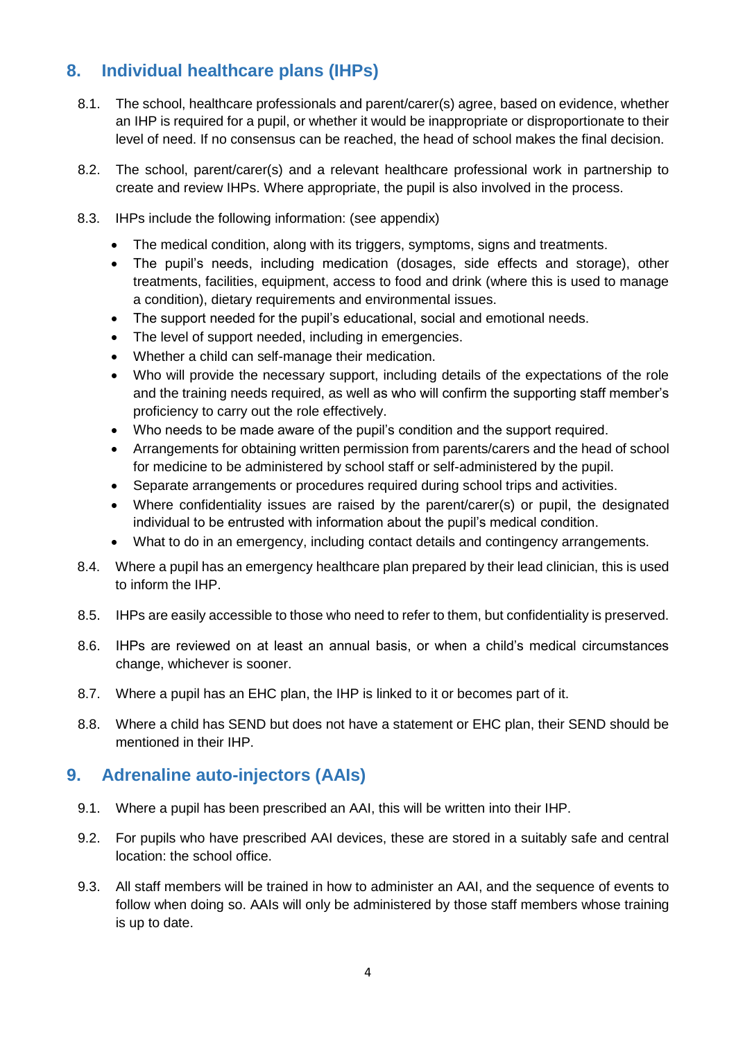## 8. Individual healthcare plans (IHPs)

8.1. The school, healthcare professionals and parent/carer(s) agree, based on evidence, whether an IHP is required for a pupil, or whether it would be inappropriate or disproportionate to their level of need. If no consensus can be reached, the head of school makes the final decision.

8.2. The school, parent/carer(s) and a relevant healthcare professional work in partnership to create and review IHPs. Where appropriate, the pupil is also involved in the process.

8.3. IHPs include the following information: (see appendix)

- The medical condition, along with its triggers, symptoms, signs and treatments.
- The pupil's needs, including medication (dosages, side effects and storage), other treatments, facilities, equipment, access to food and drink (where this is used to manage a condition), dietary requirements and environmental issues.
- The support needed for the pupil's educational, social and emotional needs.
- The level of support needed, including in emergencies.
- Whether a child can self-manage their medication.
- Who will provide the necessary support, including details of the expectations of the role and the training needs required, as well as who will confirm the supporting staff member's proficiency to carry out the role effectively.
- Who needs to be made aware of the pupil's condition and the support required.
- Arrangements for obtaining written permission from parents/carers and the head of school for medicine to be administered by school staff or self-administered by the pupil.
- Separate arrangements or procedures required during school trips and activities.
- Where confidentiality issues are raised by the parent/carer(s) or pupil, the designated individual to be entrusted with information about the pupil's medical condition.
- What to do in an emergency, including contact details and contingency arrangements.

8.4. Where a pupil has an emergency healthcare plan prepared by their lead clinician, this is used to inform the IHP.

8.5. IHPs are easily accessible to those who need to refer to them, but confidentiality is preserved.

8.6. IHPs are reviewed on at least an annual basis, or when a child's medical circumstances change, whichever is sooner.

8.7. Where a pupil has an EHC plan, the IHP is linked to it or becomes part of it.

8.8. Where a child has SEND but does not have a statement or EHC plan, their SEND should be mentioned in their IHP.

## 9. Adrenaline auto-injectors (AAIs)

9.1. Where a pupil has been prescribed an AAI, this will be written into their IHP.

9.2. For pupils who have prescribed AAI devices, these are stored in a suitably safe and central location: the school office.

9.3. All staff members will be trained in how to administer an AAI, and the sequence of events to follow when doing so. AAIs will only be administered by those staff members whose training is up to date.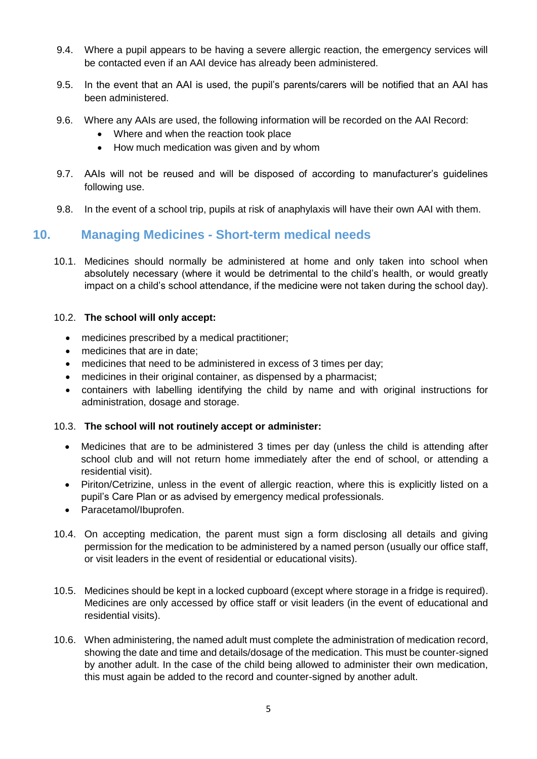9.4. Where a pupil appears to be having a severe allergic reaction, the emergency services will be contacted even if an AAI device has already been administered.

9.5. In the event that an AAI is used, the pupil's parents/carers will be notified that an AAI has been administered.

9.6. Where any AAIs are used, the following information will be recorded on the AAI Record:

- Where and when the reaction took place
- How much medication was given and by whom

9.7. AAIs will not be reused and will be disposed of according to manufacturer's guidelines following use.

9.8. In the event of a school trip, pupils at risk of anaphylaxis will have their own AAI with them.

## 10. Managing Medicines - Short-term medical needs

10.1. Medicines should normally be administered at home and only taken into school when absolutely necessary (where it would be detrimental to the child's health, or would greatly impact on a child's school attendance, if the medicine were not taken during the school day).

10.2. **The school will only accept:**

- medicines prescribed by a medical practitioner;
- medicines that are in date;
- medicines that need to be administered in excess of 3 times per day;
- medicines in their original container, as dispensed by a pharmacist;
- containers with labelling identifying the child by name and with original instructions for administration, dosage and storage.

10.3. **The school will not routinely accept or administer:**

- Medicines that are to be administered 3 times per day (unless the child is attending after school club and will not return home immediately after the end of school, or attending a residential visit).
- Piriton/Cetrizine, unless in the event of allergic reaction, where this is explicitly listed on a pupil's Care Plan or as advised by emergency medical professionals.
- Paracetamol/Ibuprofen.

10.4. On accepting medication, the parent must sign a form disclosing all details and giving permission for the medication to be administered by a named person (usually our office staff, or visit leaders in the event of residential or educational visits).

10.5. Medicines should be kept in a locked cupboard (except where storage in a fridge is required). Medicines are only accessed by office staff or visit leaders (in the event of educational and residential visits).

10.6. When administering, the named adult must complete the administration of medication record, showing the date and time and details/dosage of the medication. This must be counter-signed by another adult. In the case of the child being allowed to administer their own medication, this must again be added to the record and counter-signed by another adult.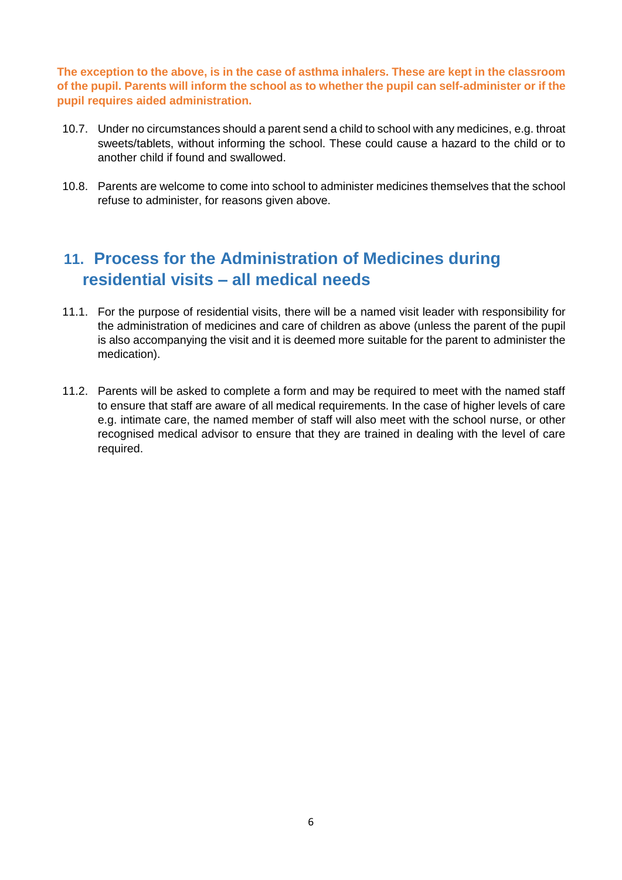**The exception to the above, is in the case of asthma inhalers. These are kept in the classroom of the pupil. Parents will inform the school as to whether the pupil can self-administer or if the pupil requires aided administration.**

10.7. Under no circumstances should a parent send a child to school with any medicines, e.g. throat sweets/tablets, without informing the school. These could cause a hazard to the child or to another child if found and swallowed.

10.8. Parents are welcome to come into school to administer medicines themselves that the school refuse to administer, for reasons given above.

## 11. Process for the Administration of Medicines during residential visits – all medical needs

11.1. For the purpose of residential visits, there will be a named visit leader with responsibility for the administration of medicines and care of children as above (unless the parent of the pupil is also accompanying the visit and it is deemed more suitable for the parent to administer the medication).

11.2. Parents will be asked to complete a form and may be required to meet with the named staff to ensure that staff are aware of all medical requirements. In the case of higher levels of care e.g. intimate care, the named member of staff will also meet with the school nurse, or other recognised medical advisor to ensure that they are trained in dealing with the level of care required.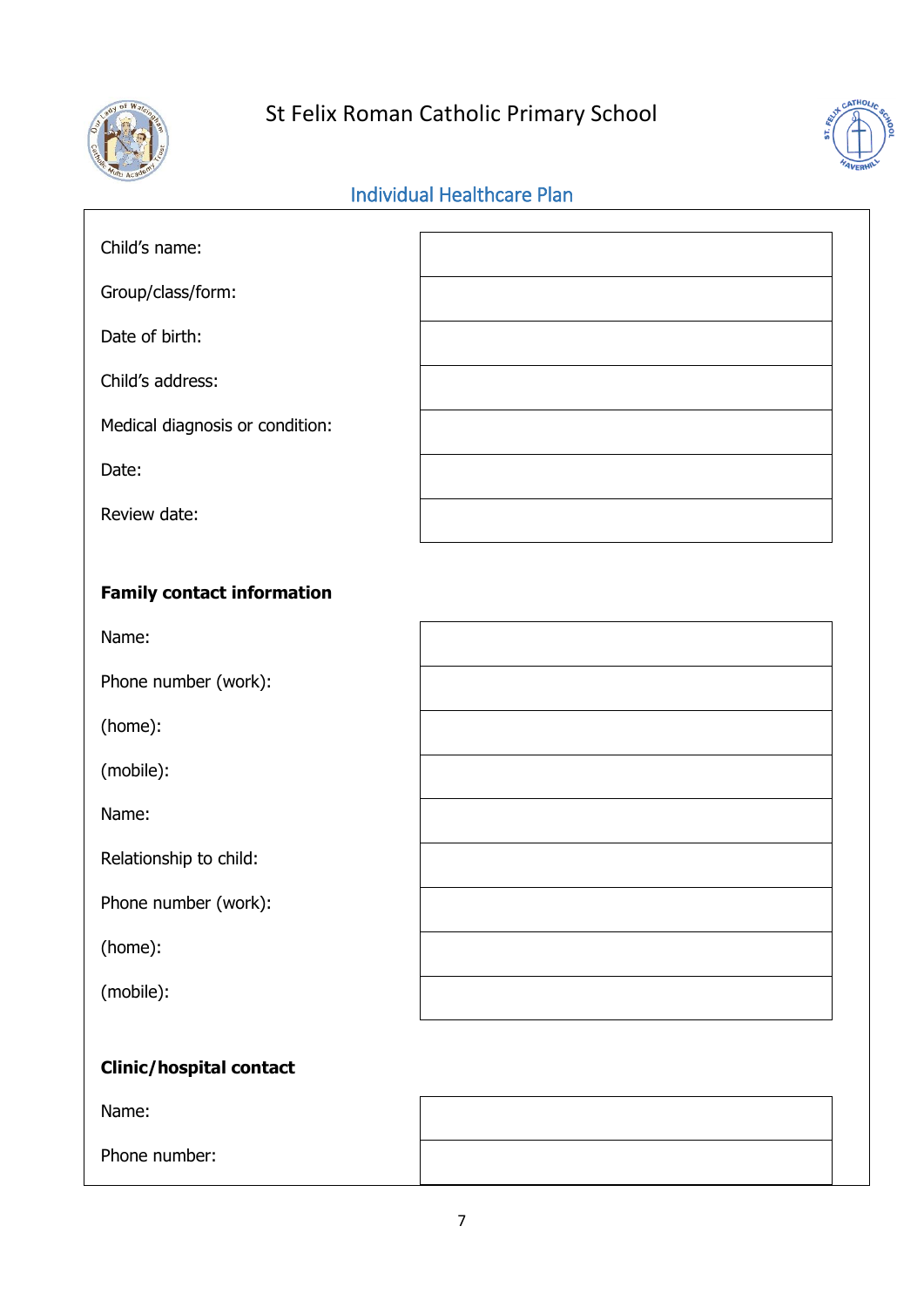St Felix Roman Catholic Primary School

## Individual Healthcare Plan

| | |
|---|---|
| Child's name: | |
| Group/class/form: | |
| Date of birth: | |
| Child's address: | |
| Medical diagnosis or condition: | |
| Date: | |
| Review date: | |

**Family contact information**

| | |
|---|---|
| Name: | |
| Phone number (work): | |
| (home): | |
| (mobile): | |
| Name: | |
| Relationship to child: | |
| Phone number (work): | |
| (home): | |
| (mobile): | |

**Clinic/hospital contact**

| | |
|---|---|
| Name: | |
| Phone number: | |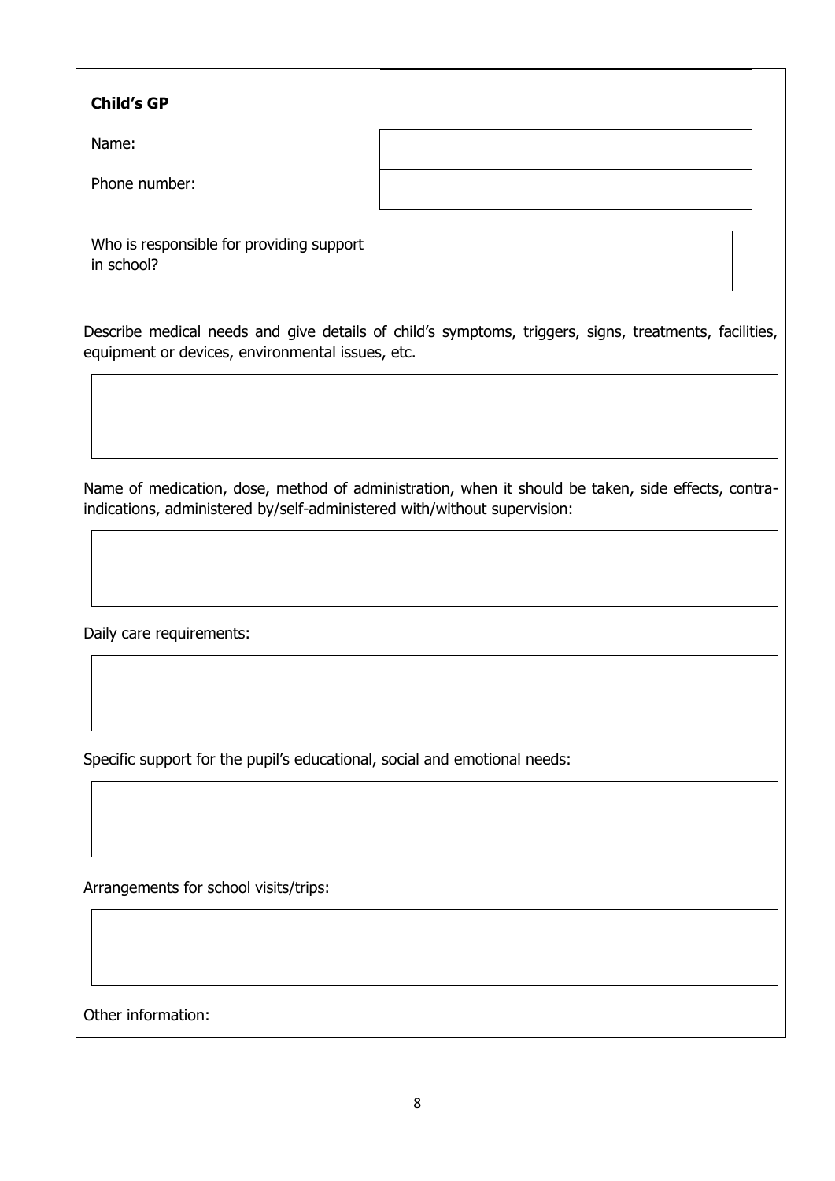**Child's GP**

| | |
|---|---|
| Name: | |
| Phone number: | |

| | |
|---|---|
| Who is responsible for providing support in school? | |

Describe medical needs and give details of child's symptoms, triggers, signs, treatments, facilities, equipment or devices, environmental issues, etc.

| |
|---|
| |

Name of medication, dose, method of administration, when it should be taken, side effects, contra-indications, administered by/self-administered with/without supervision:

| |
|---|
| |

Daily care requirements:

| |
|---|
| |

Specific support for the pupil's educational, social and emotional needs:

| |
|---|
| |

Arrangements for school visits/trips:

| |
|---|
| |

Other information: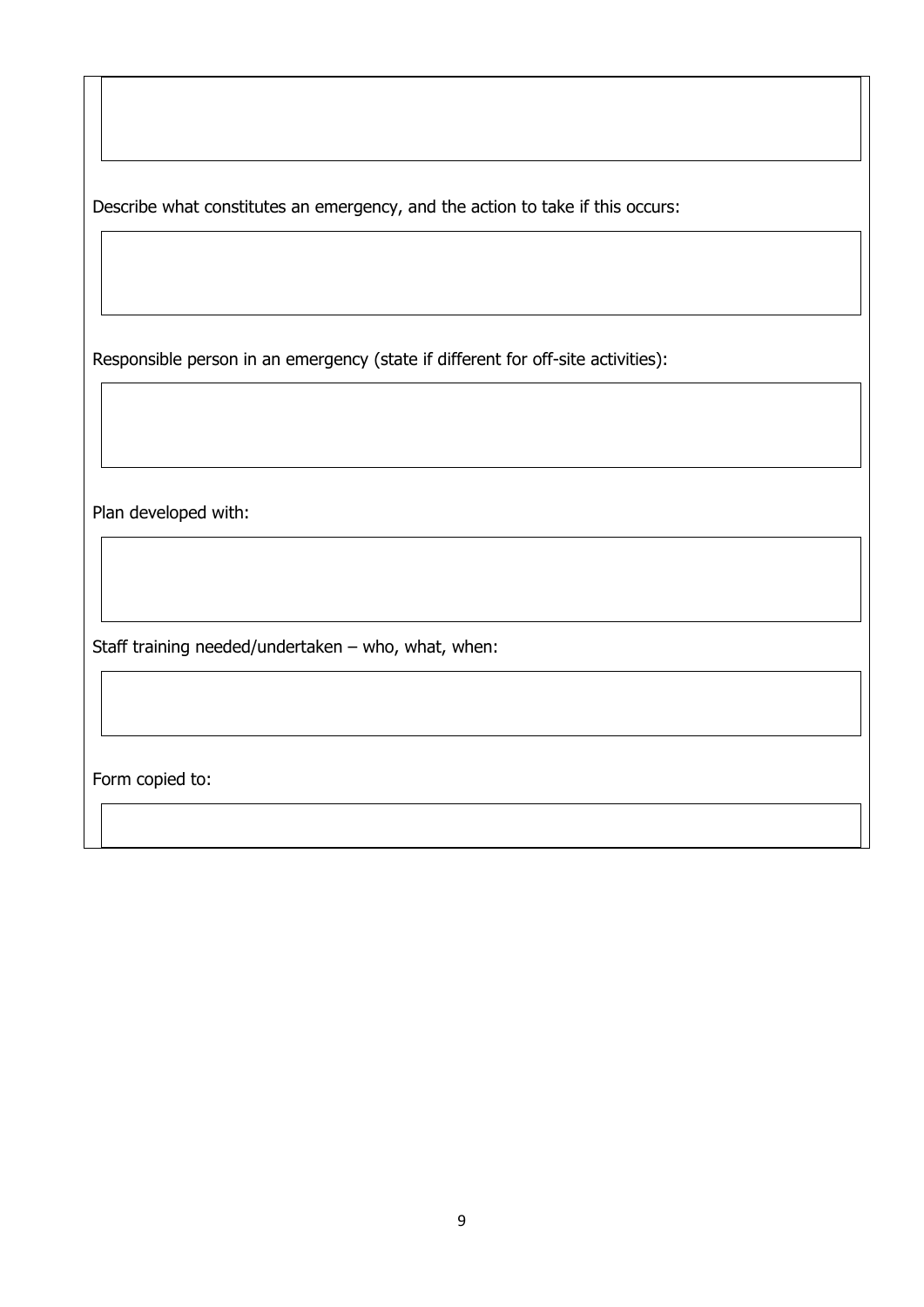Describe what constitutes an emergency, and the action to take if this occurs:

Responsible person in an emergency (state if different for off-site activities):

Plan developed with:

Staff training needed/undertaken – who, what, when:

Form copied to: